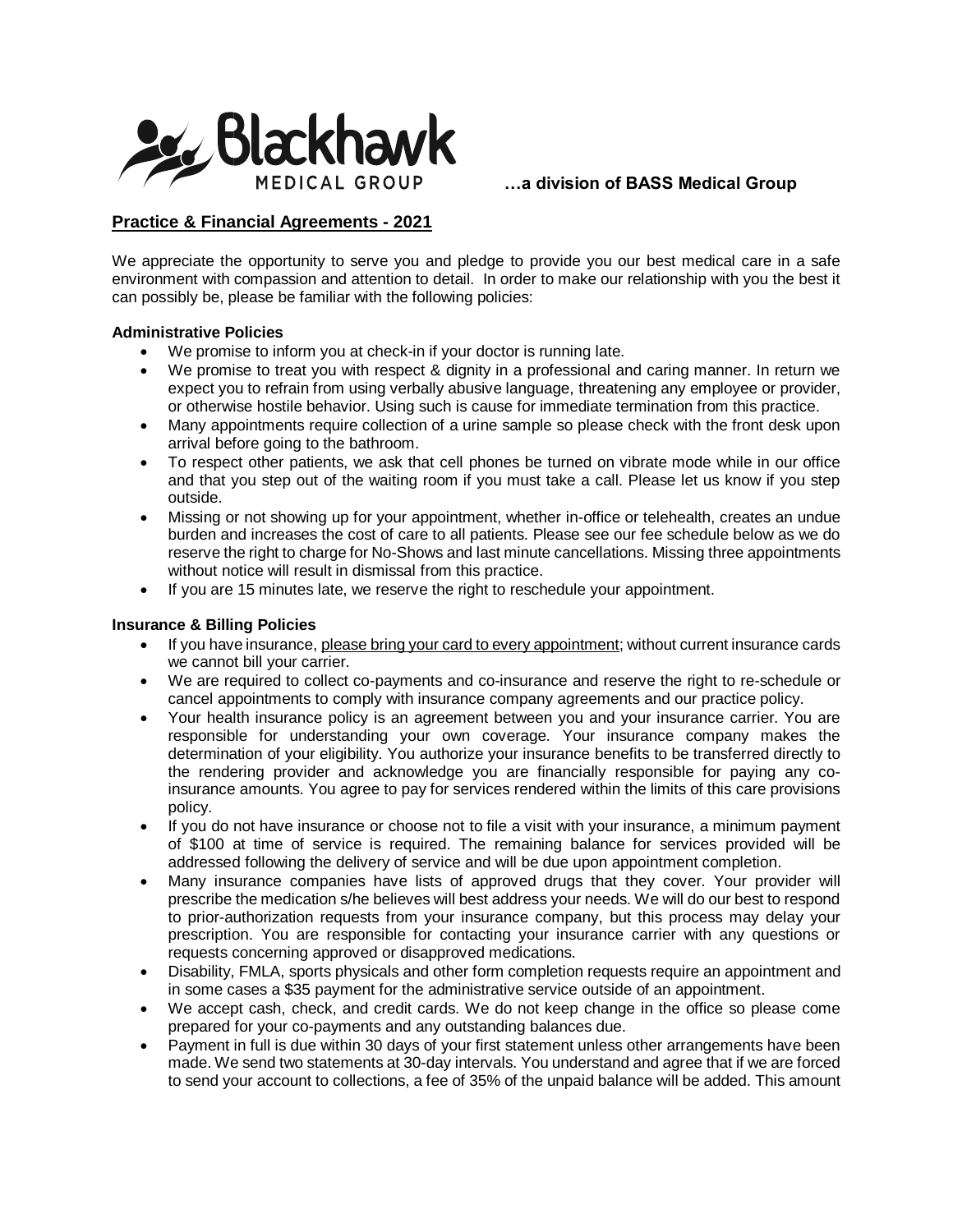Blackhawk MEDICAL GROUP **…a division of BASS Medical Group**

## Practice & Financial Agreements - 2021

We appreciate the opportunity to serve you and pledge to provide you our best medical care in a safe environment with compassion and attention to detail. In order to make our relationship with you the best it can possibly be, please be familiar with the following policies:

### Administrative Policies

- We promise to inform you at check-in if your doctor is running late.
- We promise to treat you with respect & dignity in a professional and caring manner. In return we expect you to refrain from using verbally abusive language, threatening any employee or provider, or otherwise hostile behavior. Using such is cause for immediate termination from this practice.
- Many appointments require collection of a urine sample so please check with the front desk upon arrival before going to the bathroom.
- To respect other patients, we ask that cell phones be turned on vibrate mode while in our office and that you step out of the waiting room if you must take a call. Please let us know if you step outside.
- Missing or not showing up for your appointment, whether in-office or telehealth, creates an undue burden and increases the cost of care to all patients. Please see our fee schedule below as we do reserve the right to charge for No-Shows and last minute cancellations. Missing three appointments without notice will result in dismissal from this practice.
- If you are 15 minutes late, we reserve the right to reschedule your appointment.

### Insurance & Billing Policies

- If you have insurance, please bring your card to every appointment; without current insurance cards we cannot bill your carrier.
- We are required to collect co-payments and co-insurance and reserve the right to re-schedule or cancel appointments to comply with insurance company agreements and our practice policy.
- Your health insurance policy is an agreement between you and your insurance carrier. You are responsible for understanding your own coverage. Your insurance company makes the determination of your eligibility. You authorize your insurance benefits to be transferred directly to the rendering provider and acknowledge you are financially responsible for paying any co-insurance amounts. You agree to pay for services rendered within the limits of this care provisions policy.
- If you do not have insurance or choose not to file a visit with your insurance, a minimum payment of $100 at time of service is required. The remaining balance for services provided will be addressed following the delivery of service and will be due upon appointment completion.
- Many insurance companies have lists of approved drugs that they cover. Your provider will prescribe the medication s/he believes will best address your needs. We will do our best to respond to prior-authorization requests from your insurance company, but this process may delay your prescription. You are responsible for contacting your insurance carrier with any questions or requests concerning approved or disapproved medications.
- Disability, FMLA, sports physicals and other form completion requests require an appointment and in some cases a $35 payment for the administrative service outside of an appointment.
- We accept cash, check, and credit cards. We do not keep change in the office so please come prepared for your co-payments and any outstanding balances due.
- Payment in full is due within 30 days of your first statement unless other arrangements have been made. We send two statements at 30-day intervals. You understand and agree that if we are forced to send your account to collections, a fee of 35% of the unpaid balance will be added. This amount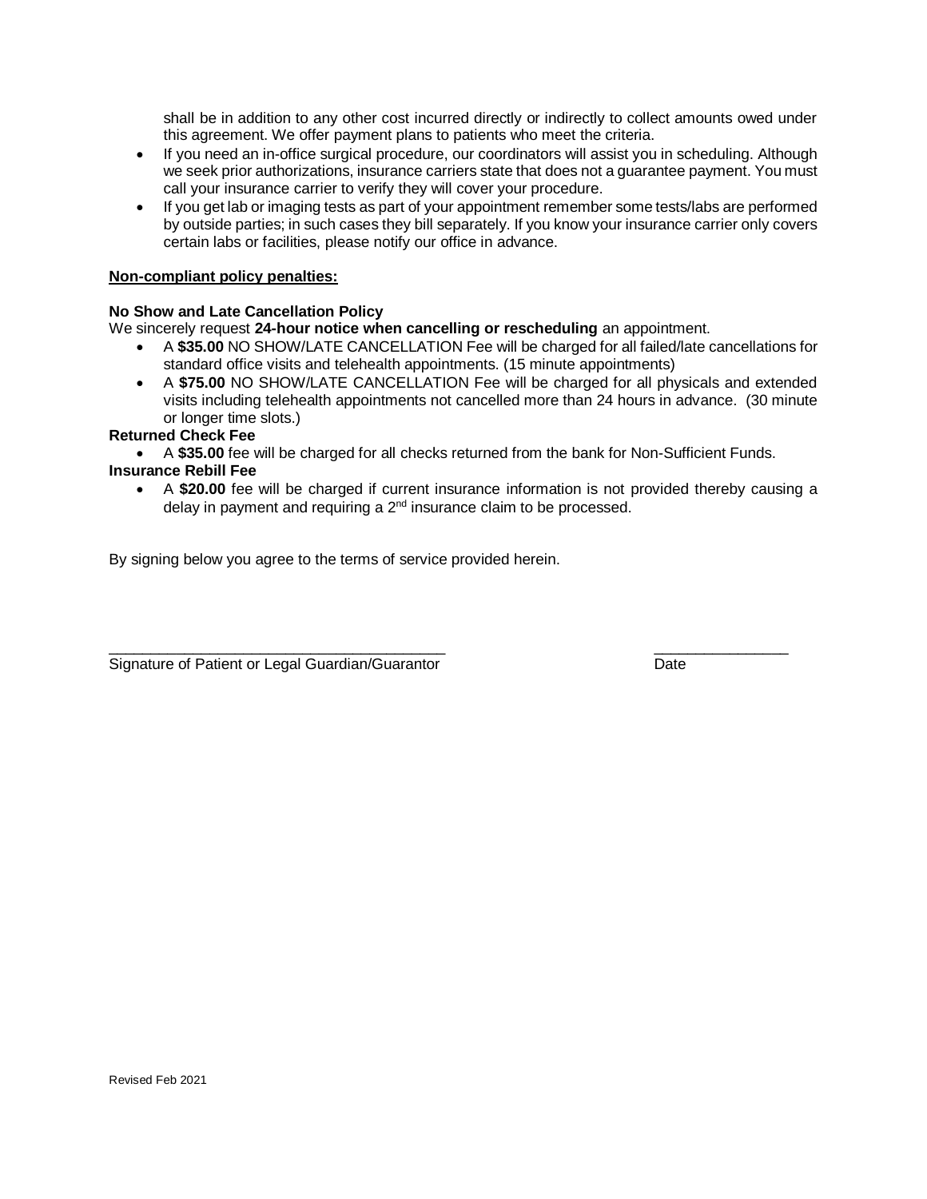shall be in addition to any other cost incurred directly or indirectly to collect amounts owed under this agreement. We offer payment plans to patients who meet the criteria.

- If you need an in-office surgical procedure, our coordinators will assist you in scheduling. Although we seek prior authorizations, insurance carriers state that does not a guarantee payment. You must call your insurance carrier to verify they will cover your procedure.
- If you get lab or imaging tests as part of your appointment remember some tests/labs are performed by outside parties; in such cases they bill separately. If you know your insurance carrier only covers certain labs or facilities, please notify our office in advance.

**Non-compliant policy penalties:**

**No Show and Late Cancellation Policy**

We sincerely request **24-hour notice when cancelling or rescheduling** an appointment.

- A **$35.00** NO SHOW/LATE CANCELLATION Fee will be charged for all failed/late cancellations for standard office visits and telehealth appointments. (15 minute appointments)
- A **$75.00** NO SHOW/LATE CANCELLATION Fee will be charged for all physicals and extended visits including telehealth appointments not cancelled more than 24 hours in advance. (30 minute or longer time slots.)

**Returned Check Fee**

- A **$35.00** fee will be charged for all checks returned from the bank for Non-Sufficient Funds.

**Insurance Rebill Fee**

- A **$20.00** fee will be charged if current insurance information is not provided thereby causing a delay in payment and requiring a 2nd insurance claim to be processed.

By signing below you agree to the terms of service provided herein.

_________________________________________ ________________

Signature of Patient or Legal Guardian/Guarantor Date

Revised Feb 2021